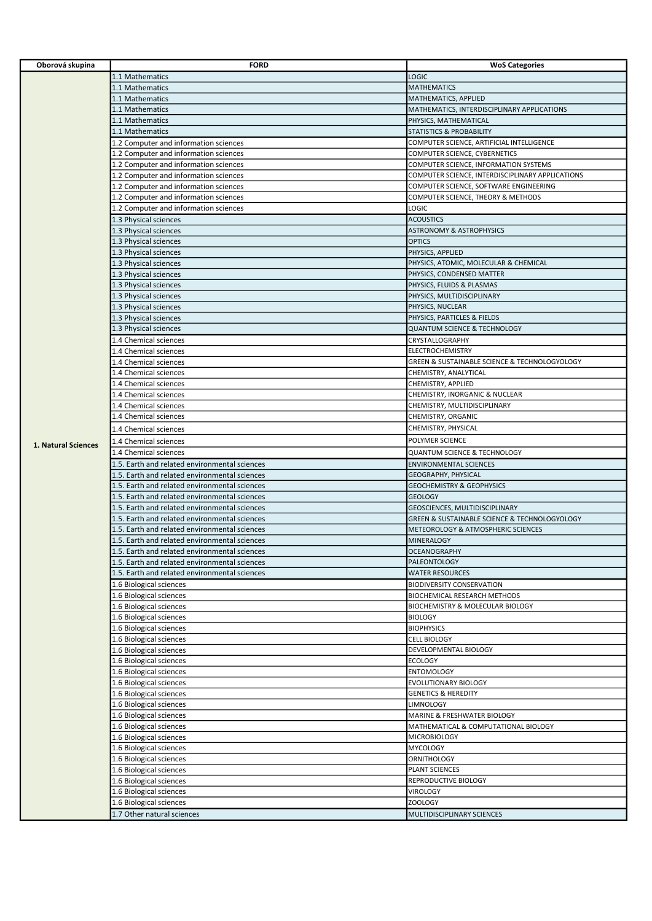| Oborová skupina | FORD | WoS Categories |
|---|---|---|
| 1. Natural Sciences | 1.1 Mathematics | LOGIC |
| | 1.1 Mathematics | MATHEMATICS |
| | 1.1 Mathematics | MATHEMATICS, APPLIED |
| | 1.1 Mathematics | MATHEMATICS, INTERDISCIPLINARY APPLICATIONS |
| | 1.1 Mathematics | PHYSICS, MATHEMATICAL |
| | 1.1 Mathematics | STATISTICS & PROBABILITY |
| | 1.2 Computer and information sciences | COMPUTER SCIENCE, ARTIFICIAL INTELLIGENCE |
| | 1.2 Computer and information sciences | COMPUTER SCIENCE, CYBERNETICS |
| | 1.2 Computer and information sciences | COMPUTER SCIENCE, INFORMATION SYSTEMS |
| | 1.2 Computer and information sciences | COMPUTER SCIENCE, INTERDISCIPLINARY APPLICATIONS |
| | 1.2 Computer and information sciences | COMPUTER SCIENCE, SOFTWARE ENGINEERING |
| | 1.2 Computer and information sciences | COMPUTER SCIENCE, THEORY & METHODS |
| | 1.2 Computer and information sciences | LOGIC |
| | 1.3 Physical sciences | ACOUSTICS |
| | 1.3 Physical sciences | ASTRONOMY & ASTROPHYSICS |
| | 1.3 Physical sciences | OPTICS |
| | 1.3 Physical sciences | PHYSICS, APPLIED |
| | 1.3 Physical sciences | PHYSICS, ATOMIC, MOLECULAR & CHEMICAL |
| | 1.3 Physical sciences | PHYSICS, CONDENSED MATTER |
| | 1.3 Physical sciences | PHYSICS, FLUIDS & PLASMAS |
| | 1.3 Physical sciences | PHYSICS, MULTIDISCIPLINARY |
| | 1.3 Physical sciences | PHYSICS, NUCLEAR |
| | 1.3 Physical sciences | PHYSICS, PARTICLES & FIELDS |
| | 1.3 Physical sciences | QUANTUM SCIENCE & TECHNOLOGY |
| | 1.4 Chemical sciences | CRYSTALLOGRAPHY |
| | 1.4 Chemical sciences | ELECTROCHEMISTRY |
| | 1.4 Chemical sciences | GREEN & SUSTAINABLE SCIENCE & TECHNOLOGYOLOGY |
| | 1.4 Chemical sciences | CHEMISTRY, ANALYTICAL |
| | 1.4 Chemical sciences | CHEMISTRY, APPLIED |
| | 1.4 Chemical sciences | CHEMISTRY, INORGANIC & NUCLEAR |
| | 1.4 Chemical sciences | CHEMISTRY, MULTIDISCIPLINARY |
| | 1.4 Chemical sciences | CHEMISTRY, ORGANIC |
| | 1.4 Chemical sciences | CHEMISTRY, PHYSICAL |
| | 1.4 Chemical sciences | POLYMER SCIENCE |
| | 1.4 Chemical sciences | QUANTUM SCIENCE & TECHNOLOGY |
| | 1.5. Earth and related environmental sciences | ENVIRONMENTAL SCIENCES |
| | 1.5. Earth and related environmental sciences | GEOGRAPHY, PHYSICAL |
| | 1.5. Earth and related environmental sciences | GEOCHEMISTRY & GEOPHYSICS |
| | 1.5. Earth and related environmental sciences | GEOLOGY |
| | 1.5. Earth and related environmental sciences | GEOSCIENCES, MULTIDISCIPLINARY |
| | 1.5. Earth and related environmental sciences | GREEN & SUSTAINABLE SCIENCE & TECHNOLOGYOLOGY |
| | 1.5. Earth and related environmental sciences | METEOROLOGY & ATMOSPHERIC SCIENCES |
| | 1.5. Earth and related environmental sciences | MINERALOGY |
| | 1.5. Earth and related environmental sciences | OCEANOGRAPHY |
| | 1.5. Earth and related environmental sciences | PALEONTOLOGY |
| | 1.5. Earth and related environmental sciences | WATER RESOURCES |
| | 1.6 Biological sciences | BIODIVERSITY CONSERVATION |
| | 1.6 Biological sciences | BIOCHEMICAL RESEARCH METHODS |
| | 1.6 Biological sciences | BIOCHEMISTRY & MOLECULAR BIOLOGY |
| | 1.6 Biological sciences | BIOLOGY |
| | 1.6 Biological sciences | BIOPHYSICS |
| | 1.6 Biological sciences | CELL BIOLOGY |
| | 1.6 Biological sciences | DEVELOPMENTAL BIOLOGY |
| | 1.6 Biological sciences | ECOLOGY |
| | 1.6 Biological sciences | ENTOMOLOGY |
| | 1.6 Biological sciences | EVOLUTIONARY BIOLOGY |
| | 1.6 Biological sciences | GENETICS & HEREDITY |
| | 1.6 Biological sciences | LIMNOLOGY |
| | 1.6 Biological sciences | MARINE & FRESHWATER BIOLOGY |
| | 1.6 Biological sciences | MATHEMATICAL & COMPUTATIONAL BIOLOGY |
| | 1.6 Biological sciences | MICROBIOLOGY |
| | 1.6 Biological sciences | MYCOLOGY |
| | 1.6 Biological sciences | ORNITHOLOGY |
| | 1.6 Biological sciences | PLANT SCIENCES |
| | 1.6 Biological sciences | REPRODUCTIVE BIOLOGY |
| | 1.6 Biological sciences | VIROLOGY |
| | 1.6 Biological sciences | ZOOLOGY |
| | 1.7 Other natural sciences | MULTIDISCIPLINARY SCIENCES |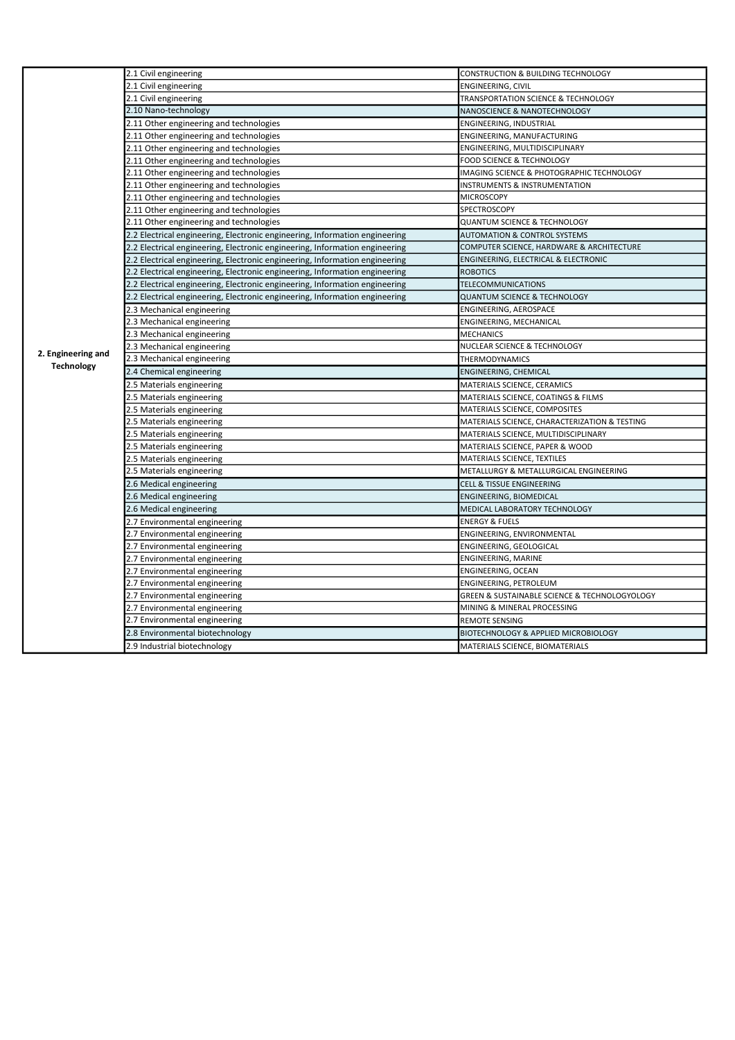| | | |
|---|---|---|
| 2. Engineering and Technology | 2.1 Civil engineering | CONSTRUCTION & BUILDING TECHNOLOGY |
| | 2.1 Civil engineering | ENGINEERING, CIVIL |
| | 2.1 Civil engineering | TRANSPORTATION SCIENCE & TECHNOLOGY |
| | 2.10 Nano-technology | NANOSCIENCE & NANOTECHNOLOGY |
| | 2.11 Other engineering and technologies | ENGINEERING, INDUSTRIAL |
| | 2.11 Other engineering and technologies | ENGINEERING, MANUFACTURING |
| | 2.11 Other engineering and technologies | ENGINEERING, MULTIDISCIPLINARY |
| | 2.11 Other engineering and technologies | FOOD SCIENCE & TECHNOLOGY |
| | 2.11 Other engineering and technologies | IMAGING SCIENCE & PHOTOGRAPHIC TECHNOLOGY |
| | 2.11 Other engineering and technologies | INSTRUMENTS & INSTRUMENTATION |
| | 2.11 Other engineering and technologies | MICROSCOPY |
| | 2.11 Other engineering and technologies | SPECTROSCOPY |
| | 2.11 Other engineering and technologies | QUANTUM SCIENCE & TECHNOLOGY |
| | 2.2 Electrical engineering, Electronic engineering, Information engineering | AUTOMATION & CONTROL SYSTEMS |
| | 2.2 Electrical engineering, Electronic engineering, Information engineering | COMPUTER SCIENCE, HARDWARE & ARCHITECTURE |
| | 2.2 Electrical engineering, Electronic engineering, Information engineering | ENGINEERING, ELECTRICAL & ELECTRONIC |
| | 2.2 Electrical engineering, Electronic engineering, Information engineering | ROBOTICS |
| | 2.2 Electrical engineering, Electronic engineering, Information engineering | TELECOMMUNICATIONS |
| | 2.2 Electrical engineering, Electronic engineering, Information engineering | QUANTUM SCIENCE & TECHNOLOGY |
| | 2.3 Mechanical engineering | ENGINEERING, AEROSPACE |
| | 2.3 Mechanical engineering | ENGINEERING, MECHANICAL |
| | 2.3 Mechanical engineering | MECHANICS |
| | 2.3 Mechanical engineering | NUCLEAR SCIENCE & TECHNOLOGY |
| | 2.3 Mechanical engineering | THERMODYNAMICS |
| | 2.4 Chemical engineering | ENGINEERING, CHEMICAL |
| | 2.5 Materials engineering | MATERIALS SCIENCE, CERAMICS |
| | 2.5 Materials engineering | MATERIALS SCIENCE, COATINGS & FILMS |
| | 2.5 Materials engineering | MATERIALS SCIENCE, COMPOSITES |
| | 2.5 Materials engineering | MATERIALS SCIENCE, CHARACTERIZATION & TESTING |
| | 2.5 Materials engineering | MATERIALS SCIENCE, MULTIDISCIPLINARY |
| | 2.5 Materials engineering | MATERIALS SCIENCE, PAPER & WOOD |
| | 2.5 Materials engineering | MATERIALS SCIENCE, TEXTILES |
| | 2.5 Materials engineering | METALLURGY & METALLURGICAL ENGINEERING |
| | 2.6 Medical engineering | CELL & TISSUE ENGINEERING |
| | 2.6 Medical engineering | ENGINEERING, BIOMEDICAL |
| | 2.6 Medical engineering | MEDICAL LABORATORY TECHNOLOGY |
| | 2.7 Environmental engineering | ENERGY & FUELS |
| | 2.7 Environmental engineering | ENGINEERING, ENVIRONMENTAL |
| | 2.7 Environmental engineering | ENGINEERING, GEOLOGICAL |
| | 2.7 Environmental engineering | ENGINEERING, MARINE |
| | 2.7 Environmental engineering | ENGINEERING, OCEAN |
| | 2.7 Environmental engineering | ENGINEERING, PETROLEUM |
| | 2.7 Environmental engineering | GREEN & SUSTAINABLE SCIENCE & TECHNOLOGYOLOGY |
| | 2.7 Environmental engineering | MINING & MINERAL PROCESSING |
| | 2.7 Environmental engineering | REMOTE SENSING |
| | 2.8 Environmental biotechnology | BIOTECHNOLOGY & APPLIED MICROBIOLOGY |
| | 2.9 Industrial biotechnology | MATERIALS SCIENCE, BIOMATERIALS |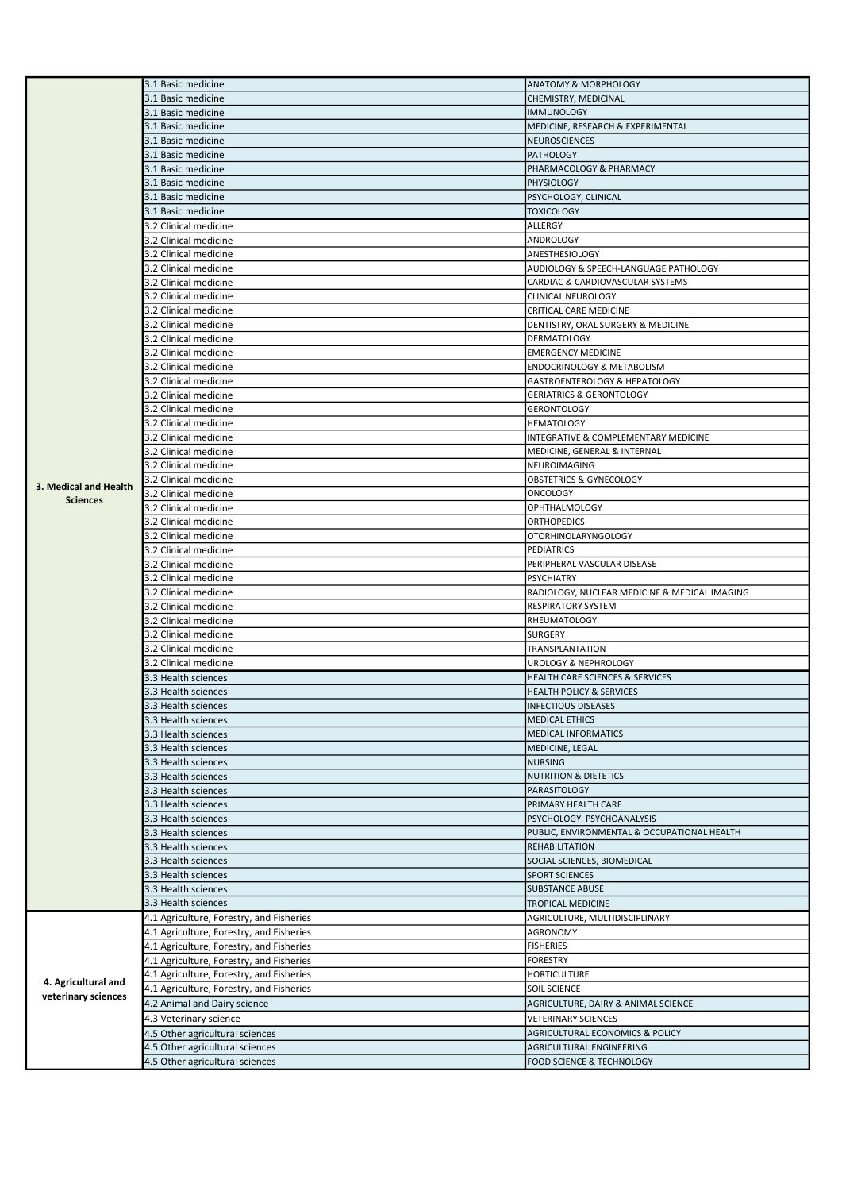| | | |
|---|---|---|
| **3. Medical and Health Sciences** | 3.1 Basic medicine | ANATOMY & MORPHOLOGY |
| | 3.1 Basic medicine | CHEMISTRY, MEDICINAL |
| | 3.1 Basic medicine | IMMUNOLOGY |
| | 3.1 Basic medicine | MEDICINE, RESEARCH & EXPERIMENTAL |
| | 3.1 Basic medicine | NEUROSCIENCES |
| | 3.1 Basic medicine | PATHOLOGY |
| | 3.1 Basic medicine | PHARMACOLOGY & PHARMACY |
| | 3.1 Basic medicine | PHYSIOLOGY |
| | 3.1 Basic medicine | PSYCHOLOGY, CLINICAL |
| | 3.1 Basic medicine | TOXICOLOGY |
| | 3.2 Clinical medicine | ALLERGY |
| | 3.2 Clinical medicine | ANDROLOGY |
| | 3.2 Clinical medicine | ANESTHESIOLOGY |
| | 3.2 Clinical medicine | AUDIOLOGY & SPEECH-LANGUAGE PATHOLOGY |
| | 3.2 Clinical medicine | CARDIAC & CARDIOVASCULAR SYSTEMS |
| | 3.2 Clinical medicine | CLINICAL NEUROLOGY |
| | 3.2 Clinical medicine | CRITICAL CARE MEDICINE |
| | 3.2 Clinical medicine | DENTISTRY, ORAL SURGERY & MEDICINE |
| | 3.2 Clinical medicine | DERMATOLOGY |
| | 3.2 Clinical medicine | EMERGENCY MEDICINE |
| | 3.2 Clinical medicine | ENDOCRINOLOGY & METABOLISM |
| | 3.2 Clinical medicine | GASTROENTEROLOGY & HEPATOLOGY |
| | 3.2 Clinical medicine | GERIATRICS & GERONTOLOGY |
| | 3.2 Clinical medicine | GERONTOLOGY |
| | 3.2 Clinical medicine | HEMATOLOGY |
| | 3.2 Clinical medicine | INTEGRATIVE & COMPLEMENTARY MEDICINE |
| | 3.2 Clinical medicine | MEDICINE, GENERAL & INTERNAL |
| | 3.2 Clinical medicine | NEUROIMAGING |
| | 3.2 Clinical medicine | OBSTETRICS & GYNECOLOGY |
| | 3.2 Clinical medicine | ONCOLOGY |
| | 3.2 Clinical medicine | OPHTHALMOLOGY |
| | 3.2 Clinical medicine | ORTHOPEDICS |
| | 3.2 Clinical medicine | OTORHINOLARYNGOLOGY |
| | 3.2 Clinical medicine | PEDIATRICS |
| | 3.2 Clinical medicine | PERIPHERAL VASCULAR DISEASE |
| | 3.2 Clinical medicine | PSYCHIATRY |
| | 3.2 Clinical medicine | RADIOLOGY, NUCLEAR MEDICINE & MEDICAL IMAGING |
| | 3.2 Clinical medicine | RESPIRATORY SYSTEM |
| | 3.2 Clinical medicine | RHEUMATOLOGY |
| | 3.2 Clinical medicine | SURGERY |
| | 3.2 Clinical medicine | TRANSPLANTATION |
| | 3.2 Clinical medicine | UROLOGY & NEPHROLOGY |
| | 3.3 Health sciences | HEALTH CARE SCIENCES & SERVICES |
| | 3.3 Health sciences | HEALTH POLICY & SERVICES |
| | 3.3 Health sciences | INFECTIOUS DISEASES |
| | 3.3 Health sciences | MEDICAL ETHICS |
| | 3.3 Health sciences | MEDICAL INFORMATICS |
| | 3.3 Health sciences | MEDICINE, LEGAL |
| | 3.3 Health sciences | NURSING |
| | 3.3 Health sciences | NUTRITION & DIETETICS |
| | 3.3 Health sciences | PARASITOLOGY |
| | 3.3 Health sciences | PRIMARY HEALTH CARE |
| | 3.3 Health sciences | PSYCHOLOGY, PSYCHOANALYSIS |
| | 3.3 Health sciences | PUBLIC, ENVIRONMENTAL & OCCUPATIONAL HEALTH |
| | 3.3 Health sciences | REHABILITATION |
| | 3.3 Health sciences | SOCIAL SCIENCES, BIOMEDICAL |
| | 3.3 Health sciences | SPORT SCIENCES |
| | 3.3 Health sciences | SUBSTANCE ABUSE |
| | 3.3 Health sciences | TROPICAL MEDICINE |
| **4. Agricultural and veterinary sciences** | 4.1 Agriculture, Forestry, and Fisheries | AGRICULTURE, MULTIDISCIPLINARY |
| | 4.1 Agriculture, Forestry, and Fisheries | AGRONOMY |
| | 4.1 Agriculture, Forestry, and Fisheries | FISHERIES |
| | 4.1 Agriculture, Forestry, and Fisheries | FORESTRY |
| | 4.1 Agriculture, Forestry, and Fisheries | HORTICULTURE |
| | 4.1 Agriculture, Forestry, and Fisheries | SOIL SCIENCE |
| | 4.2 Animal and Dairy science | AGRICULTURE, DAIRY & ANIMAL SCIENCE |
| | 4.3 Veterinary science | VETERINARY SCIENCES |
| | 4.5 Other agricultural sciences | AGRICULTURAL ECONOMICS & POLICY |
| | 4.5 Other agricultural sciences | AGRICULTURAL ENGINEERING |
| | 4.5 Other agricultural sciences | FOOD SCIENCE & TECHNOLOGY |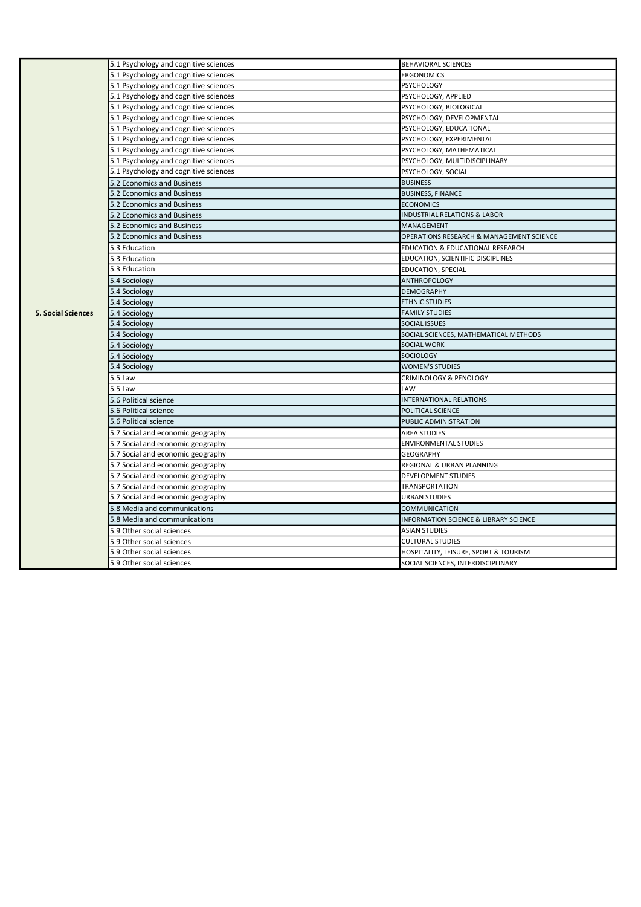| | | |
|---|---|---|
| **5. Social Sciences** | 5.1 Psychology and cognitive sciences | BEHAVIORAL SCIENCES |
| | 5.1 Psychology and cognitive sciences | ERGONOMICS |
| | 5.1 Psychology and cognitive sciences | PSYCHOLOGY |
| | 5.1 Psychology and cognitive sciences | PSYCHOLOGY, APPLIED |
| | 5.1 Psychology and cognitive sciences | PSYCHOLOGY, BIOLOGICAL |
| | 5.1 Psychology and cognitive sciences | PSYCHOLOGY, DEVELOPMENTAL |
| | 5.1 Psychology and cognitive sciences | PSYCHOLOGY, EDUCATIONAL |
| | 5.1 Psychology and cognitive sciences | PSYCHOLOGY, EXPERIMENTAL |
| | 5.1 Psychology and cognitive sciences | PSYCHOLOGY, MATHEMATICAL |
| | 5.1 Psychology and cognitive sciences | PSYCHOLOGY, MULTIDISCIPLINARY |
| | 5.1 Psychology and cognitive sciences | PSYCHOLOGY, SOCIAL |
| | 5.2 Economics and Business | BUSINESS |
| | 5.2 Economics and Business | BUSINESS, FINANCE |
| | 5.2 Economics and Business | ECONOMICS |
| | 5.2 Economics and Business | INDUSTRIAL RELATIONS & LABOR |
| | 5.2 Economics and Business | MANAGEMENT |
| | 5.2 Economics and Business | OPERATIONS RESEARCH & MANAGEMENT SCIENCE |
| | 5.3 Education | EDUCATION & EDUCATIONAL RESEARCH |
| | 5.3 Education | EDUCATION, SCIENTIFIC DISCIPLINES |
| | 5.3 Education | EDUCATION, SPECIAL |
| | 5.4 Sociology | ANTHROPOLOGY |
| | 5.4 Sociology | DEMOGRAPHY |
| | 5.4 Sociology | ETHNIC STUDIES |
| | 5.4 Sociology | FAMILY STUDIES |
| | 5.4 Sociology | SOCIAL ISSUES |
| | 5.4 Sociology | SOCIAL SCIENCES, MATHEMATICAL METHODS |
| | 5.4 Sociology | SOCIAL WORK |
| | 5.4 Sociology | SOCIOLOGY |
| | 5.4 Sociology | WOMEN'S STUDIES |
| | 5.5 Law | CRIMINOLOGY & PENOLOGY |
| | 5.5 Law | LAW |
| | 5.6 Political science | INTERNATIONAL RELATIONS |
| | 5.6 Political science | POLITICAL SCIENCE |
| | 5.6 Political science | PUBLIC ADMINISTRATION |
| | 5.7 Social and economic geography | AREA STUDIES |
| | 5.7 Social and economic geography | ENVIRONMENTAL STUDIES |
| | 5.7 Social and economic geography | GEOGRAPHY |
| | 5.7 Social and economic geography | REGIONAL & URBAN PLANNING |
| | 5.7 Social and economic geography | DEVELOPMENT STUDIES |
| | 5.7 Social and economic geography | TRANSPORTATION |
| | 5.7 Social and economic geography | URBAN STUDIES |
| | 5.8 Media and communications | COMMUNICATION |
| | 5.8 Media and communications | INFORMATION SCIENCE & LIBRARY SCIENCE |
| | 5.9 Other social sciences | ASIAN STUDIES |
| | 5.9 Other social sciences | CULTURAL STUDIES |
| | 5.9 Other social sciences | HOSPITALITY, LEISURE, SPORT & TOURISM |
| | 5.9 Other social sciences | SOCIAL SCIENCES, INTERDISCIPLINARY |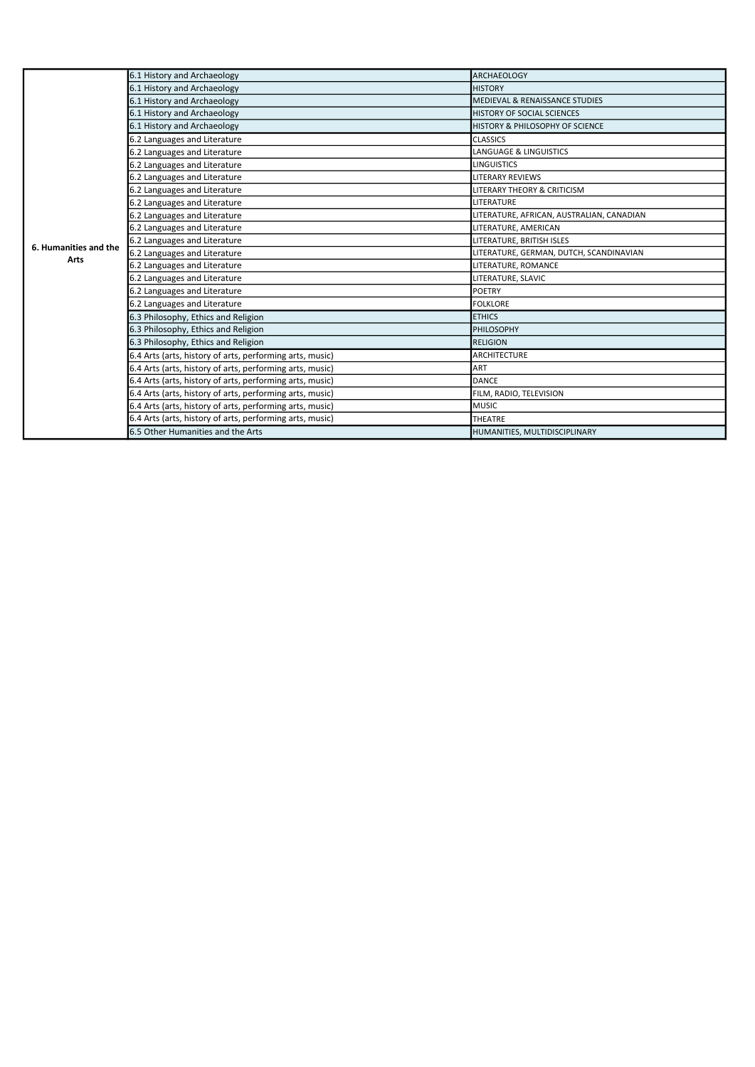| | | |
|---|---|---|
| 6. Humanities and the Arts | 6.1 History and Archaeology | ARCHAEOLOGY |
| | 6.1 History and Archaeology | HISTORY |
| | 6.1 History and Archaeology | MEDIEVAL & RENAISSANCE STUDIES |
| | 6.1 History and Archaeology | HISTORY OF SOCIAL SCIENCES |
| | 6.1 History and Archaeology | HISTORY & PHILOSOPHY OF SCIENCE |
| | 6.2 Languages and Literature | CLASSICS |
| | 6.2 Languages and Literature | LANGUAGE & LINGUISTICS |
| | 6.2 Languages and Literature | LINGUISTICS |
| | 6.2 Languages and Literature | LITERARY REVIEWS |
| | 6.2 Languages and Literature | LITERARY THEORY & CRITICISM |
| | 6.2 Languages and Literature | LITERATURE |
| | 6.2 Languages and Literature | LITERATURE, AFRICAN, AUSTRALIAN, CANADIAN |
| | 6.2 Languages and Literature | LITERATURE, AMERICAN |
| | 6.2 Languages and Literature | LITERATURE, BRITISH ISLES |
| | 6.2 Languages and Literature | LITERATURE, GERMAN, DUTCH, SCANDINAVIAN |
| | 6.2 Languages and Literature | LITERATURE, ROMANCE |
| | 6.2 Languages and Literature | LITERATURE, SLAVIC |
| | 6.2 Languages and Literature | POETRY |
| | 6.2 Languages and Literature | FOLKLORE |
| | 6.3 Philosophy, Ethics and Religion | ETHICS |
| | 6.3 Philosophy, Ethics and Religion | PHILOSOPHY |
| | 6.3 Philosophy, Ethics and Religion | RELIGION |
| | 6.4 Arts (arts, history of arts, performing arts, music) | ARCHITECTURE |
| | 6.4 Arts (arts, history of arts, performing arts, music) | ART |
| | 6.4 Arts (arts, history of arts, performing arts, music) | DANCE |
| | 6.4 Arts (arts, history of arts, performing arts, music) | FILM, RADIO, TELEVISION |
| | 6.4 Arts (arts, history of arts, performing arts, music) | MUSIC |
| | 6.4 Arts (arts, history of arts, performing arts, music) | THEATRE |
| | 6.5 Other Humanities and the Arts | HUMANITIES, MULTIDISCIPLINARY |